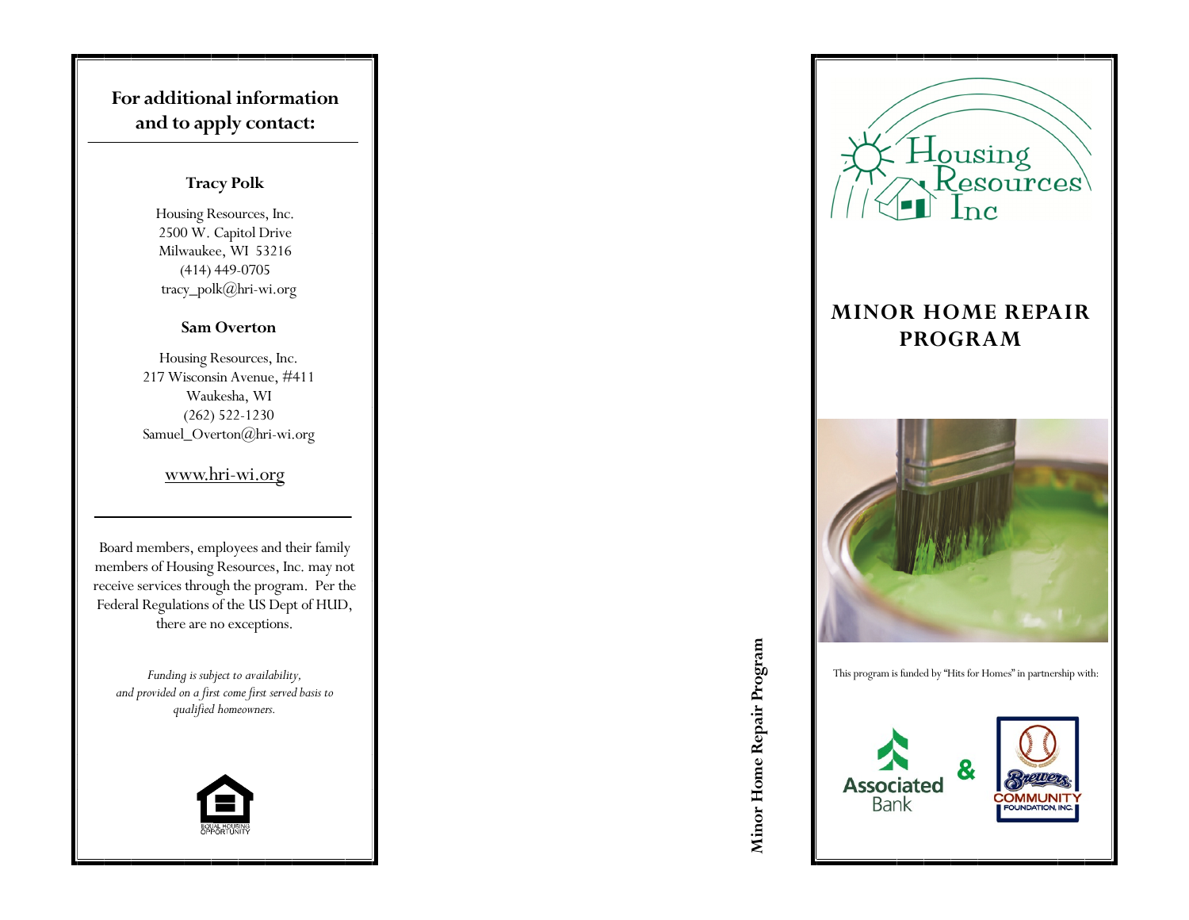## For additional information and to apply contact:

**Tracy Polk**

Housing Resources, Inc.
2500 W. Capitol Drive
Milwaukee, WI 53216
(414) 449-0705
tracy_polk@hri-wi.org

**Sam Overton**

Housing Resources, Inc.
217 Wisconsin Avenue, #411
Waukesha, WI
(262) 522-1230
Samuel_Overton@hri-wi.org

www.hri-wi.org

---

Board members, employees and their family members of Housing Resources, Inc. may not receive services through the program. Per the Federal Regulations of the US Dept of HUD, there are no exceptions.

*Funding is subject to availability, and provided on a first come first served basis to qualified homeowners.*

EQUAL HOUSING OPPORTUNITY

**Minor Home Repair Program**

Housing Resources Inc

# MINOR HOME REPAIR PROGRAM

This program is funded by "Hits for Homes" in partnership with:

Associated Bank & Brewers Community Foundation, Inc.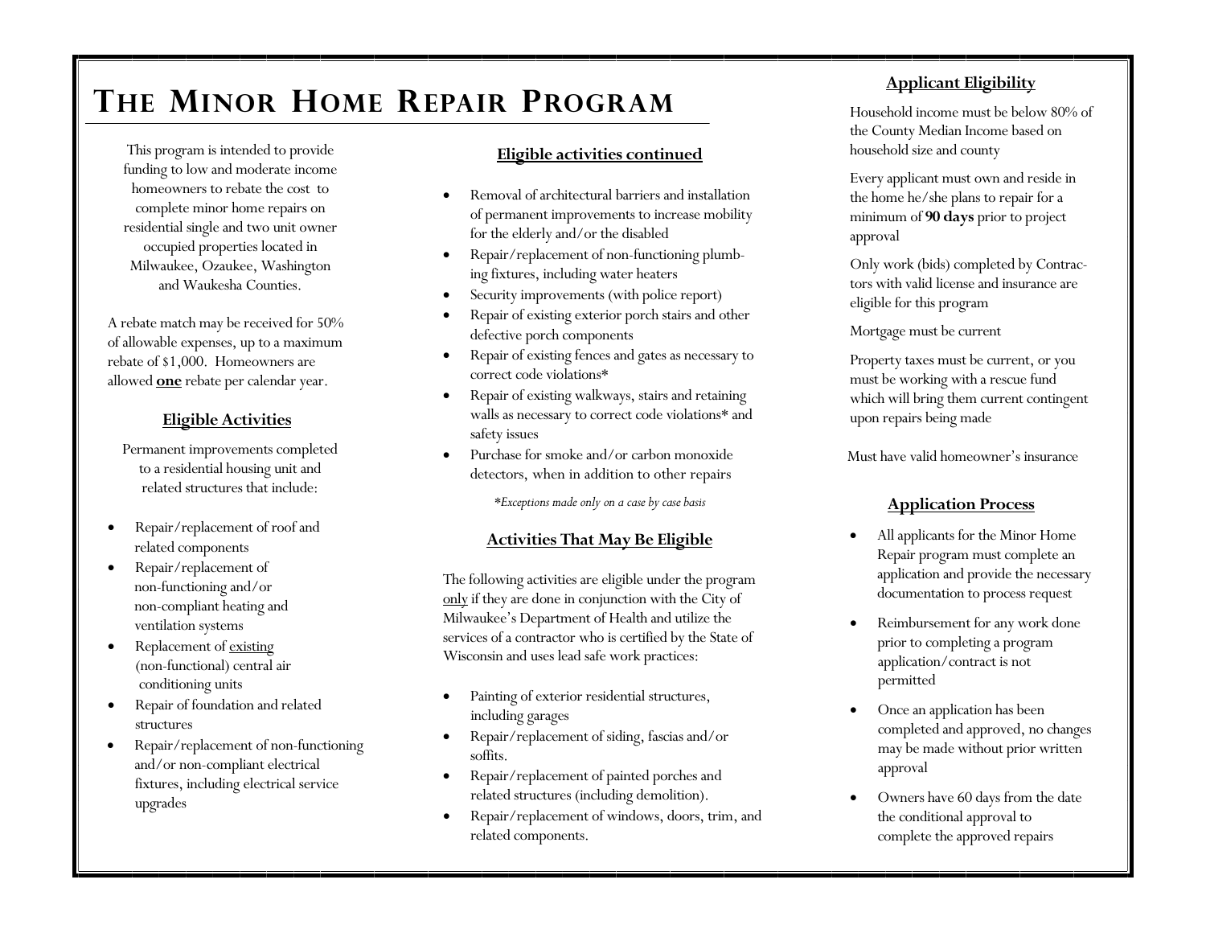# THE MINOR HOME REPAIR PROGRAM

This program is intended to provide funding to low and moderate income homeowners to rebate the cost to complete minor home repairs on residential single and two unit owner occupied properties located in Milwaukee, Ozaukee, Washington and Waukesha Counties.

A rebate match may be received for 50% of allowable expenses, up to a maximum rebate of $1,000. Homeowners are allowed **one** rebate per calendar year.

## Eligible Activities

Permanent improvements completed to a residential housing unit and related structures that include:

- Repair/replacement of roof and related components
- Repair/replacement of non-functioning and/or non-compliant heating and ventilation systems
- Replacement of existing (non-functional) central air conditioning units
- Repair of foundation and related structures
- Repair/replacement of non-functioning and/or non-compliant electrical fixtures, including electrical service upgrades

## Eligible activities continued

- Removal of architectural barriers and installation of permanent improvements to increase mobility for the elderly and/or the disabled
- Repair/replacement of non-functioning plumbing fixtures, including water heaters
- Security improvements (with police report)
- Repair of existing exterior porch stairs and other defective porch components
- Repair of existing fences and gates as necessary to correct code violations*
- Repair of existing walkways, stairs and retaining walls as necessary to correct code violations* and safety issues
- Purchase for smoke and/or carbon monoxide detectors, when in addition to other repairs

*\*Exceptions made only on a case by case basis*

## Activities That May Be Eligible

The following activities are eligible under the program only if they are done in conjunction with the City of Milwaukee's Department of Health and utilize the services of a contractor who is certified by the State of Wisconsin and uses lead safe work practices:

- Painting of exterior residential structures, including garages
- Repair/replacement of siding, fascias and/or soffits.
- Repair/replacement of painted porches and related structures (including demolition).
- Repair/replacement of windows, doors, trim, and related components.

## Applicant Eligibility

Household income must be below 80% of the County Median Income based on household size and county

Every applicant must own and reside in the home he/she plans to repair for a minimum of **90 days** prior to project approval

Only work (bids) completed by Contractors with valid license and insurance are eligible for this program

Mortgage must be current

Property taxes must be current, or you must be working with a rescue fund which will bring them current contingent upon repairs being made

Must have valid homeowner's insurance

## Application Process

- All applicants for the Minor Home Repair program must complete an application and provide the necessary documentation to process request
- Reimbursement for any work done prior to completing a program application/contract is not permitted
- Once an application has been completed and approved, no changes may be made without prior written approval
- Owners have 60 days from the date the conditional approval to complete the approved repairs